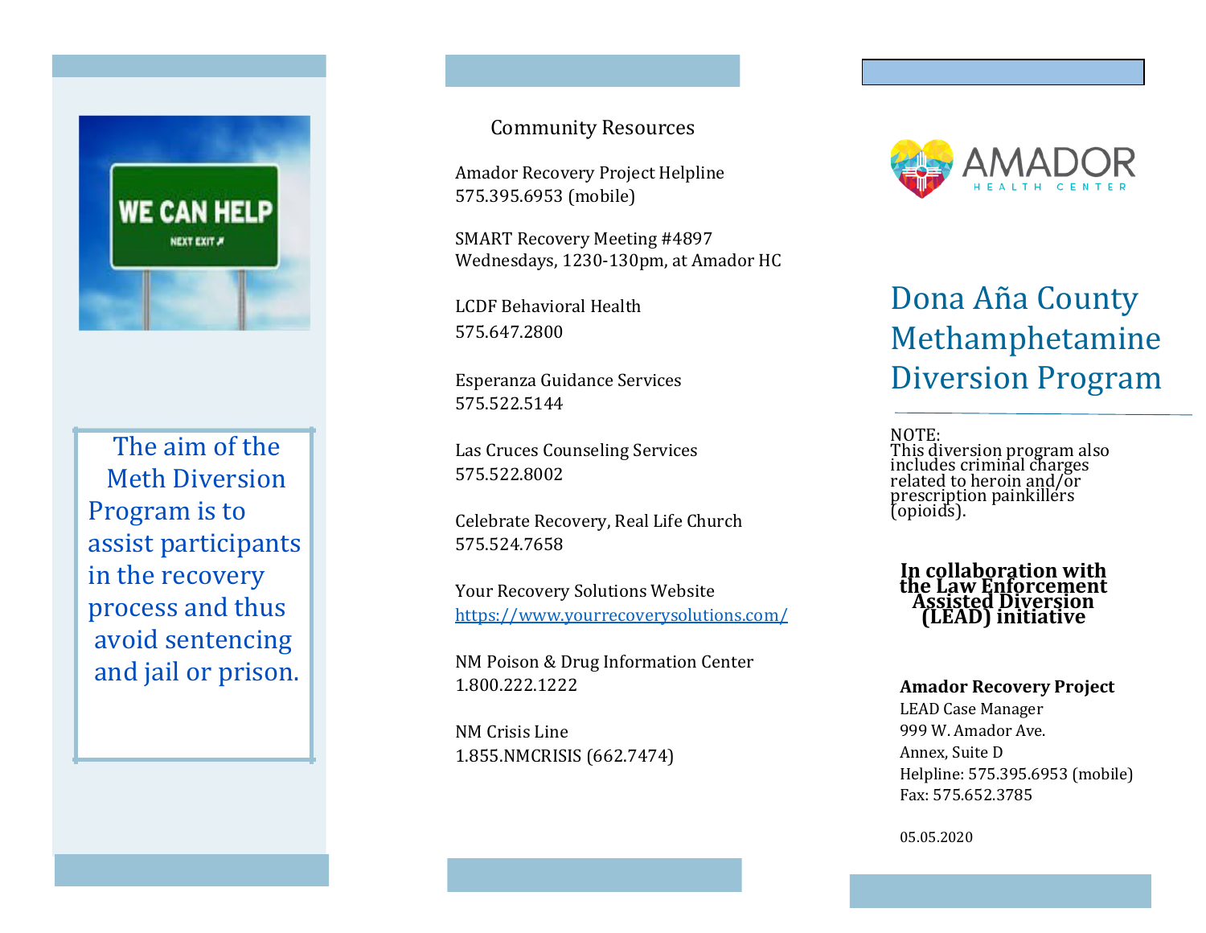The aim of the Meth Diversion Program is to assist participants in the recovery process and thus avoid sentencing and jail or prison.

## Community Resources

Amador Recovery Project Helpline
575.395.6953 (mobile)

SMART Recovery Meeting #4897
Wednesdays, 1230-130pm, at Amador HC

LCDF Behavioral Health
575.647.2800

Esperanza Guidance Services
575.522.5144

Las Cruces Counseling Services
575.522.8002

Celebrate Recovery, Real Life Church
575.524.7658

Your Recovery Solutions Website
https://www.yourrecoverysolutions.com/

NM Poison & Drug Information Center
1.800.222.1222

NM Crisis Line
1.855.NMCRISIS (662.7474)

AMADOR
HEALTH CENTER

# Dona Aña County Methamphetamine Diversion Program

NOTE:
This diversion program also includes criminal charges related to heroin and/or prescription painkillers (opioids).

**In collaboration with the Law Enforcement Assisted Diversion (LEAD) initiative**

**Amador Recovery Project**
LEAD Case Manager
999 W. Amador Ave.
Annex, Suite D
Helpline: 575.395.6953 (mobile)
Fax: 575.652.3785

05.05.2020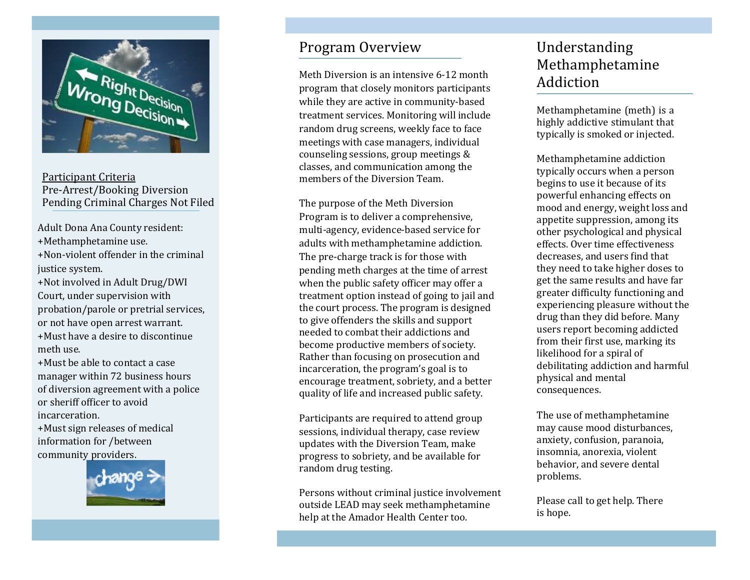Participant Criteria
Pre-Arrest/Booking Diversion
Pending Criminal Charges Not Filed

Adult Dona Ana County resident:
+Methamphetamine use.
+Non-violent offender in the criminal justice system.
+Not involved in Adult Drug/DWI Court, under supervision with probation/parole or pretrial services, or not have open arrest warrant.
+Must have a desire to discontinue meth use.
+Must be able to contact a case manager within 72 business hours of diversion agreement with a police or sheriff officer to avoid incarceration.
+Must sign releases of medical information for /between community providers.

## Program Overview

Meth Diversion is an intensive 6-12 month program that closely monitors participants while they are active in community-based treatment services. Monitoring will include random drug screens, weekly face to face meetings with case managers, individual counseling sessions, group meetings & classes, and communication among the members of the Diversion Team.

The purpose of the Meth Diversion Program is to deliver a comprehensive, multi-agency, evidence-based service for adults with methamphetamine addiction. The pre-charge track is for those with pending meth charges at the time of arrest when the public safety officer may offer a treatment option instead of going to jail and the court process. The program is designed to give offenders the skills and support needed to combat their addictions and become productive members of society. Rather than focusing on prosecution and incarceration, the program's goal is to encourage treatment, sobriety, and a better quality of life and increased public safety.

Participants are required to attend group sessions, individual therapy, case review updates with the Diversion Team, make progress to sobriety, and be available for random drug testing.

Persons without criminal justice involvement outside LEAD may seek methamphetamine help at the Amador Health Center too.

## Understanding Methamphetamine Addiction

Methamphetamine (meth) is a highly addictive stimulant that typically is smoked or injected.

Methamphetamine addiction typically occurs when a person begins to use it because of its powerful enhancing effects on mood and energy, weight loss and appetite suppression, among its other psychological and physical effects. Over time effectiveness decreases, and users find that they need to take higher doses to get the same results and have far greater difficulty functioning and experiencing pleasure without the drug than they did before. Many users report becoming addicted from their first use, marking its likelihood for a spiral of debilitating addiction and harmful physical and mental consequences.

The use of methamphetamine may cause mood disturbances, anxiety, confusion, paranoia, insomnia, anorexia, violent behavior, and severe dental problems.

Please call to get help. There is hope.